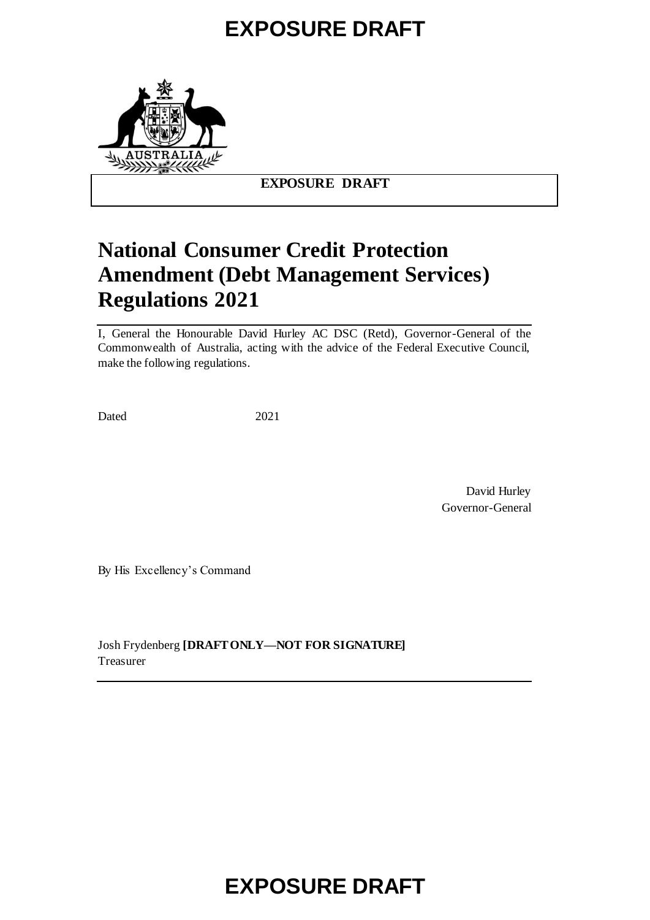EXPOSURE DRAFT

**EXPOSURE DRAFT**

# National Consumer Credit Protection Amendment (Debt Management Services) Regulations 2021

I, General the Honourable David Hurley AC DSC (Retd), Governor-General of the Commonwealth of Australia, acting with the advice of the Federal Executive Council, make the following regulations.

Dated 2021

David Hurley
Governor-General

By His Excellency's Command

Josh Frydenberg **[DRAFT ONLY—NOT FOR SIGNATURE]**
Treasurer

EXPOSURE DRAFT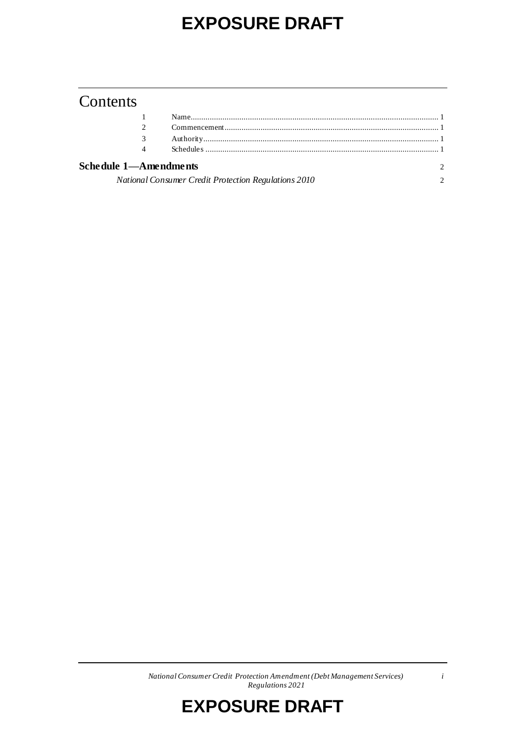# Contents

| | | |
|---|---|---|
| 1 | Name | 1 |
| 2 | Commencement | 1 |
| 3 | Authority | 1 |
| 4 | Schedules | 1 |

**Schedule 1—Amendments** 2

*National Consumer Credit Protection Regulations 2010* 2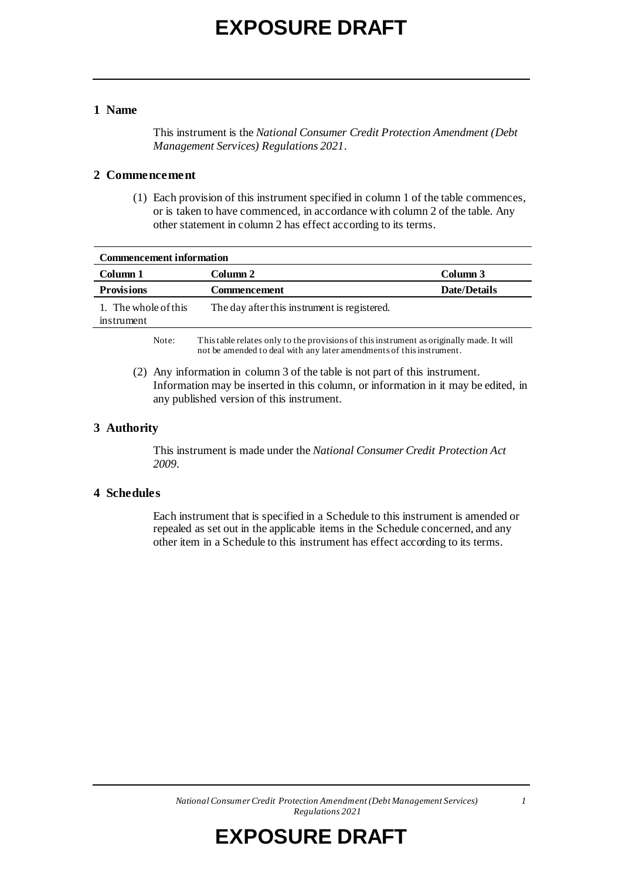## 1 Name

This instrument is the *National Consumer Credit Protection Amendment (Debt Management Services) Regulations 2021*.

## 2 Commencement

(1) Each provision of this instrument specified in column 1 of the table commences, or is taken to have commenced, in accordance with column 2 of the table. Any other statement in column 2 has effect according to its terms.

| **Commencement information** | | |
|---|---|---|
| **Column 1** | **Column 2** | **Column 3** |
| **Provisions** | **Commencement** | **Date/Details** |
| 1. The whole of this instrument | The day after this instrument is registered. | |

Note: This table relates only to the provisions of this instrument as originally made. It will not be amended to deal with any later amendments of this instrument.

(2) Any information in column 3 of the table is not part of this instrument. Information may be inserted in this column, or information in it may be edited, in any published version of this instrument.

## 3 Authority

This instrument is made under the *National Consumer Credit Protection Act 2009*.

## 4 Schedules

Each instrument that is specified in a Schedule to this instrument is amended or repealed as set out in the applicable items in the Schedule concerned, and any other item in a Schedule to this instrument has effect according to its terms.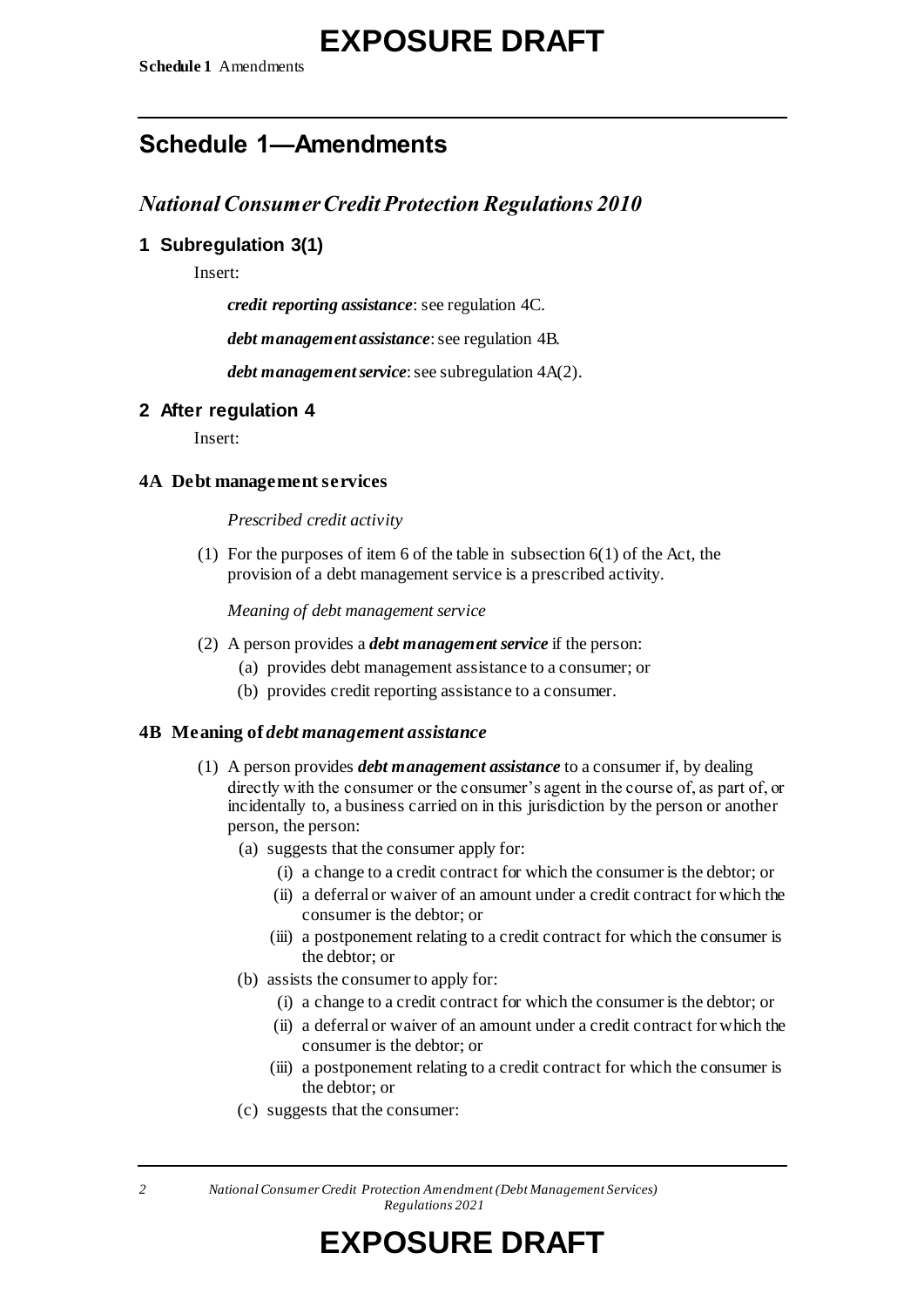## Schedule 1—Amendments

### *National Consumer Credit Protection Regulations 2010*

#### 1 Subregulation 3(1)

Insert:

***credit reporting assistance***: see regulation 4C.

***debt management assistance***: see regulation 4B.

***debt management service***: see subregulation 4A(2).

#### 2 After regulation 4

Insert:

**4A Debt management services**

*Prescribed credit activity*

(1) For the purposes of item 6 of the table in subsection 6(1) of the Act, the provision of a debt management service is a prescribed activity.

*Meaning of debt management service*

(2) A person provides a ***debt management service*** if the person:

(a) provides debt management assistance to a consumer; or

(b) provides credit reporting assistance to a consumer.

**4B Meaning of *debt management assistance***

(1) A person provides ***debt management assistance*** to a consumer if, by dealing directly with the consumer or the consumer's agent in the course of, as part of, or incidentally to, a business carried on in this jurisdiction by the person or another person, the person:

(a) suggests that the consumer apply for:

(i) a change to a credit contract for which the consumer is the debtor; or

(ii) a deferral or waiver of an amount under a credit contract for which the consumer is the debtor; or

(iii) a postponement relating to a credit contract for which the consumer is the debtor; or

(b) assists the consumer to apply for:

(i) a change to a credit contract for which the consumer is the debtor; or

(ii) a deferral or waiver of an amount under a credit contract for which the consumer is the debtor; or

(iii) a postponement relating to a credit contract for which the consumer is the debtor; or

(c) suggests that the consumer: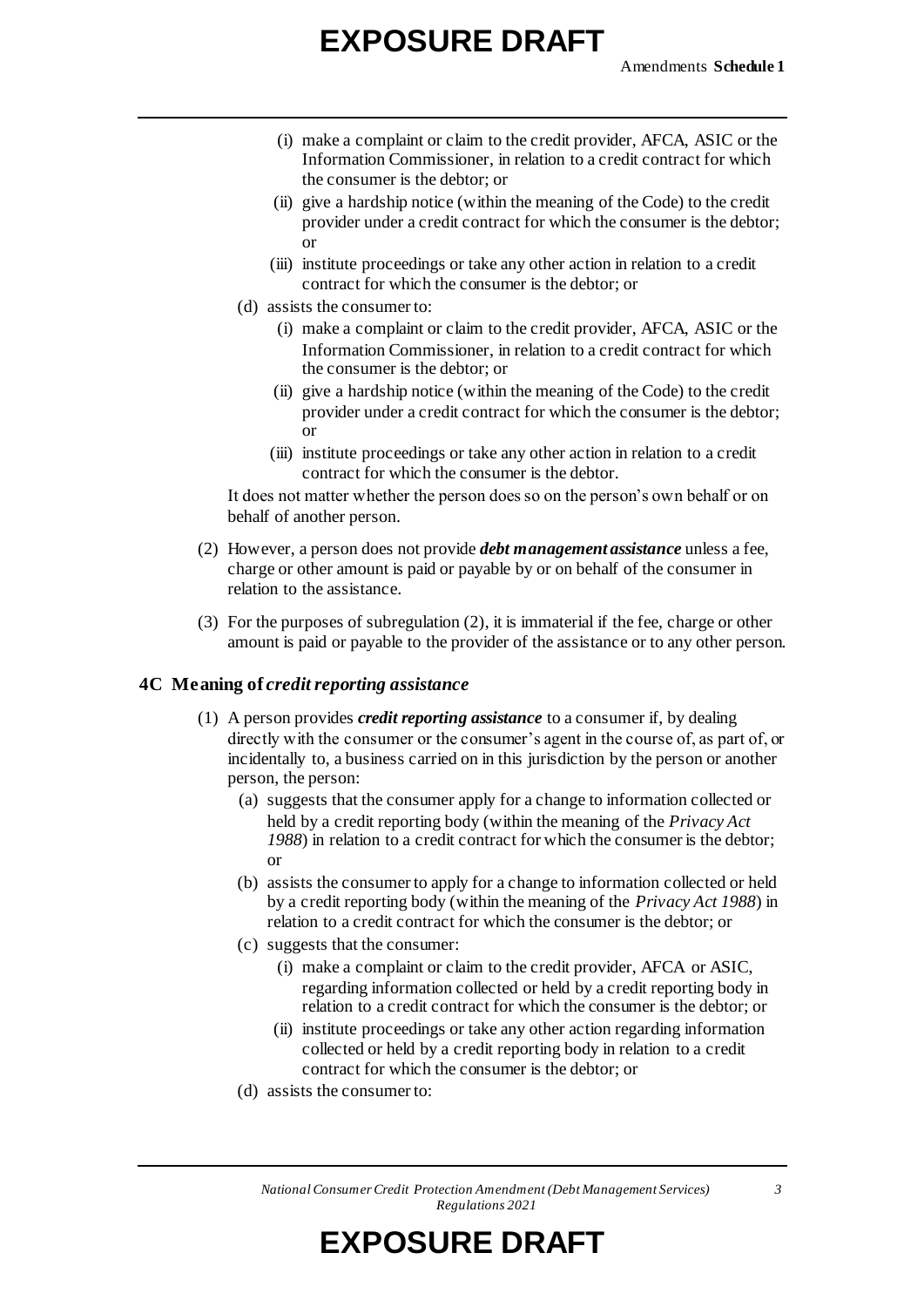(i) make a complaint or claim to the credit provider, AFCA, ASIC or the Information Commissioner, in relation to a credit contract for which the consumer is the debtor; or

(ii) give a hardship notice (within the meaning of the Code) to the credit provider under a credit contract for which the consumer is the debtor; or

(iii) institute proceedings or take any other action in relation to a credit contract for which the consumer is the debtor; or

(d) assists the consumer to:

(i) make a complaint or claim to the credit provider, AFCA, ASIC or the Information Commissioner, in relation to a credit contract for which the consumer is the debtor; or

(ii) give a hardship notice (within the meaning of the Code) to the credit provider under a credit contract for which the consumer is the debtor; or

(iii) institute proceedings or take any other action in relation to a credit contract for which the consumer is the debtor.

It does not matter whether the person does so on the person's own behalf or on behalf of another person.

(2) However, a person does not provide ***debt management assistance*** unless a fee, charge or other amount is paid or payable by or on behalf of the consumer in relation to the assistance.

(3) For the purposes of subregulation (2), it is immaterial if the fee, charge or other amount is paid or payable to the provider of the assistance or to any other person.

### 4C Meaning of *credit reporting assistance*

(1) A person provides ***credit reporting assistance*** to a consumer if, by dealing directly with the consumer or the consumer's agent in the course of, as part of, or incidentally to, a business carried on in this jurisdiction by the person or another person, the person:

(a) suggests that the consumer apply for a change to information collected or held by a credit reporting body (within the meaning of the *Privacy Act 1988*) in relation to a credit contract for which the consumer is the debtor; or

(b) assists the consumer to apply for a change to information collected or held by a credit reporting body (within the meaning of the *Privacy Act 1988*) in relation to a credit contract for which the consumer is the debtor; or

(c) suggests that the consumer:

(i) make a complaint or claim to the credit provider, AFCA or ASIC, regarding information collected or held by a credit reporting body in relation to a credit contract for which the consumer is the debtor; or

(ii) institute proceedings or take any other action regarding information collected or held by a credit reporting body in relation to a credit contract for which the consumer is the debtor; or

(d) assists the consumer to: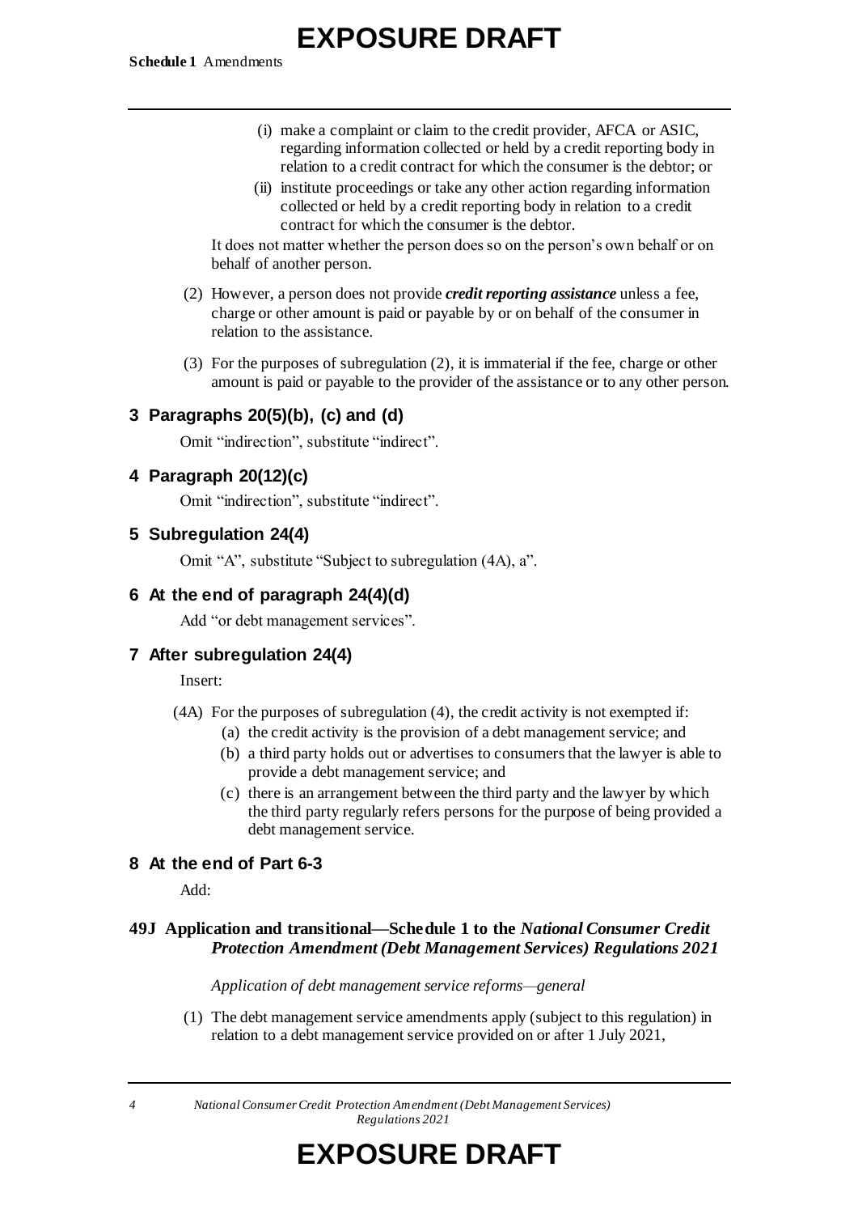(i) make a complaint or claim to the credit provider, AFCA or ASIC, regarding information collected or held by a credit reporting body in relation to a credit contract for which the consumer is the debtor; or

(ii) institute proceedings or take any other action regarding information collected or held by a credit reporting body in relation to a credit contract for which the consumer is the debtor.

It does not matter whether the person does so on the person's own behalf or on behalf of another person.

(2) However, a person does not provide ***credit reporting assistance*** unless a fee, charge or other amount is paid or payable by or on behalf of the consumer in relation to the assistance.

(3) For the purposes of subregulation (2), it is immaterial if the fee, charge or other amount is paid or payable to the provider of the assistance or to any other person.

## 3 Paragraphs 20(5)(b), (c) and (d)

Omit "indirection", substitute "indirect".

## 4 Paragraph 20(12)(c)

Omit "indirection", substitute "indirect".

## 5 Subregulation 24(4)

Omit "A", substitute "Subject to subregulation (4A), a".

## 6 At the end of paragraph 24(4)(d)

Add "or debt management services".

## 7 After subregulation 24(4)

Insert:

(4A) For the purposes of subregulation (4), the credit activity is not exempted if:

(a) the credit activity is the provision of a debt management service; and

(b) a third party holds out or advertises to consumers that the lawyer is able to provide a debt management service; and

(c) there is an arrangement between the third party and the lawyer by which the third party regularly refers persons for the purpose of being provided a debt management service.

## 8 At the end of Part 6-3

Add:

### 49J Application and transitional—Schedule 1 to the *National Consumer Credit Protection Amendment (Debt Management Services) Regulations 2021*

*Application of debt management service reforms—general*

(1) The debt management service amendments apply (subject to this regulation) in relation to a debt management service provided on or after 1 July 2021,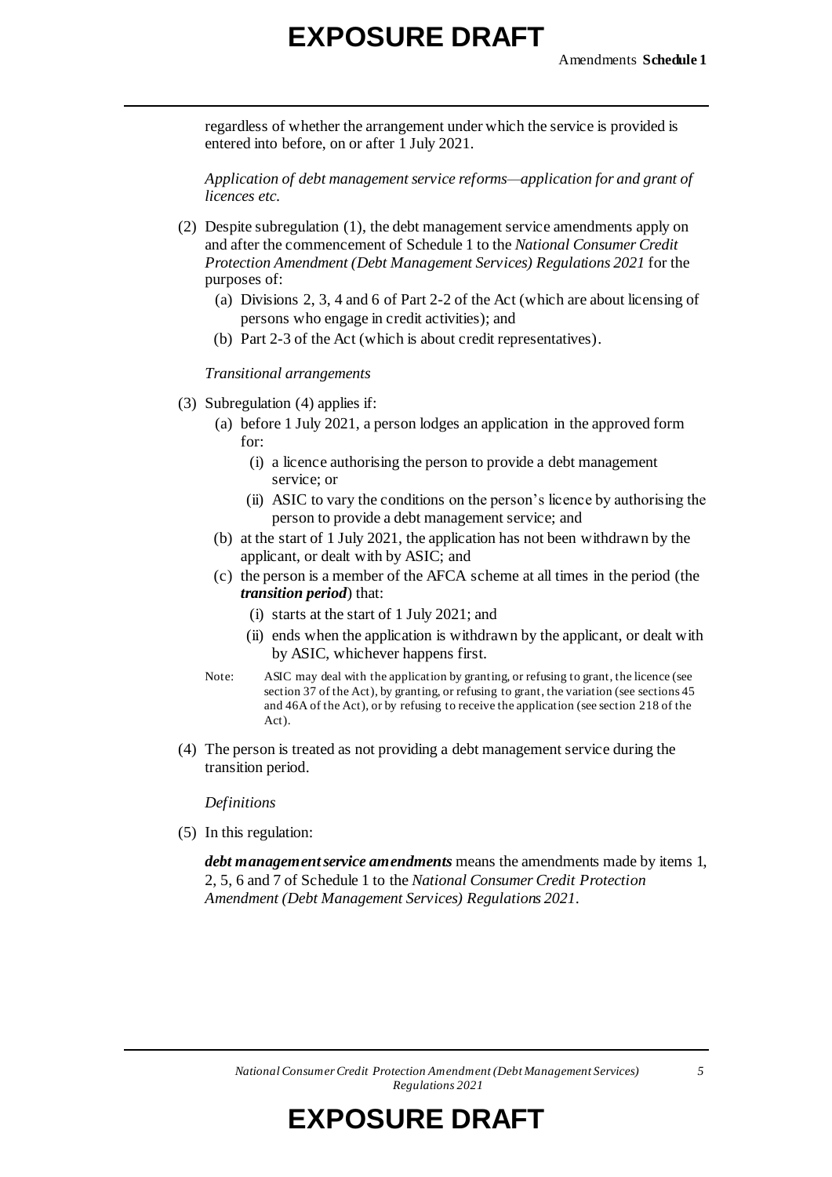regardless of whether the arrangement under which the service is provided is entered into before, on or after 1 July 2021.

*Application of debt management service reforms—application for and grant of licences etc.*

(2) Despite subregulation (1), the debt management service amendments apply on and after the commencement of Schedule 1 to the *National Consumer Credit Protection Amendment (Debt Management Services) Regulations 2021* for the purposes of:

  (a) Divisions 2, 3, 4 and 6 of Part 2-2 of the Act (which are about licensing of persons who engage in credit activities); and

  (b) Part 2-3 of the Act (which is about credit representatives).

*Transitional arrangements*

(3) Subregulation (4) applies if:

  (a) before 1 July 2021, a person lodges an application in the approved form for:

    (i) a licence authorising the person to provide a debt management service; or

    (ii) ASIC to vary the conditions on the person's licence by authorising the person to provide a debt management service; and

  (b) at the start of 1 July 2021, the application has not been withdrawn by the applicant, or dealt with by ASIC; and

  (c) the person is a member of the AFCA scheme at all times in the period (the ***transition period***) that:

    (i) starts at the start of 1 July 2021; and

    (ii) ends when the application is withdrawn by the applicant, or dealt with by ASIC, whichever happens first.

Note: ASIC may deal with the application by granting, or refusing to grant, the licence (see section 37 of the Act), by granting, or refusing to grant, the variation (see sections 45 and 46A of the Act), or by refusing to receive the application (see section 218 of the Act).

(4) The person is treated as not providing a debt management service during the transition period.

*Definitions*

(5) In this regulation:

***debt management service amendments*** means the amendments made by items 1, 2, 5, 6 and 7 of Schedule 1 to the *National Consumer Credit Protection Amendment (Debt Management Services) Regulations 2021*.